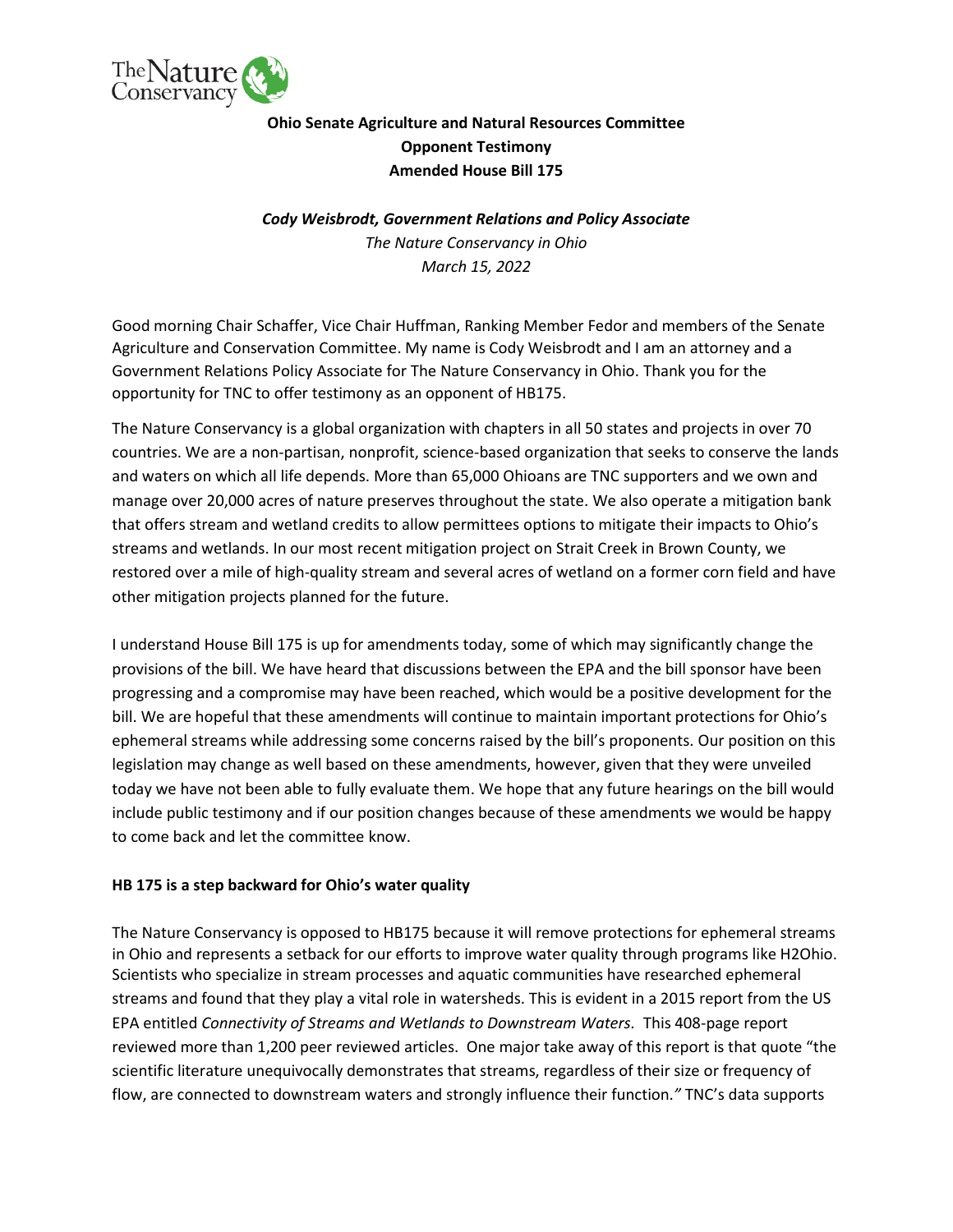**Ohio Senate Agriculture and Natural Resources Committee**
**Opponent Testimony**
**Amended House Bill 175**

***Cody Weisbrodt, Government Relations and Policy Associate***
*The Nature Conservancy in Ohio*
*March 15, 2022*

Good morning Chair Schaffer, Vice Chair Huffman, Ranking Member Fedor and members of the Senate Agriculture and Conservation Committee. My name is Cody Weisbrodt and I am an attorney and a Government Relations Policy Associate for The Nature Conservancy in Ohio. Thank you for the opportunity for TNC to offer testimony as an opponent of HB175.

The Nature Conservancy is a global organization with chapters in all 50 states and projects in over 70 countries. We are a non-partisan, nonprofit, science-based organization that seeks to conserve the lands and waters on which all life depends. More than 65,000 Ohioans are TNC supporters and we own and manage over 20,000 acres of nature preserves throughout the state. We also operate a mitigation bank that offers stream and wetland credits to allow permittees options to mitigate their impacts to Ohio's streams and wetlands. In our most recent mitigation project on Strait Creek in Brown County, we restored over a mile of high-quality stream and several acres of wetland on a former corn field and have other mitigation projects planned for the future.

I understand House Bill 175 is up for amendments today, some of which may significantly change the provisions of the bill. We have heard that discussions between the EPA and the bill sponsor have been progressing and a compromise may have been reached, which would be a positive development for the bill. We are hopeful that these amendments will continue to maintain important protections for Ohio's ephemeral streams while addressing some concerns raised by the bill's proponents. Our position on this legislation may change as well based on these amendments, however, given that they were unveiled today we have not been able to fully evaluate them. We hope that any future hearings on the bill would include public testimony and if our position changes because of these amendments we would be happy to come back and let the committee know.

## HB 175 is a step backward for Ohio's water quality

The Nature Conservancy is opposed to HB175 because it will remove protections for ephemeral streams in Ohio and represents a setback for our efforts to improve water quality through programs like H2Ohio. Scientists who specialize in stream processes and aquatic communities have researched ephemeral streams and found that they play a vital role in watersheds. This is evident in a 2015 report from the US EPA entitled *Connectivity of Streams and Wetlands to Downstream Waters.* This 408-page report reviewed more than 1,200 peer reviewed articles. One major take away of this report is that quote "the scientific literature unequivocally demonstrates that streams, regardless of their size or frequency of flow, are connected to downstream waters and strongly influence their function.*"* TNC's data supports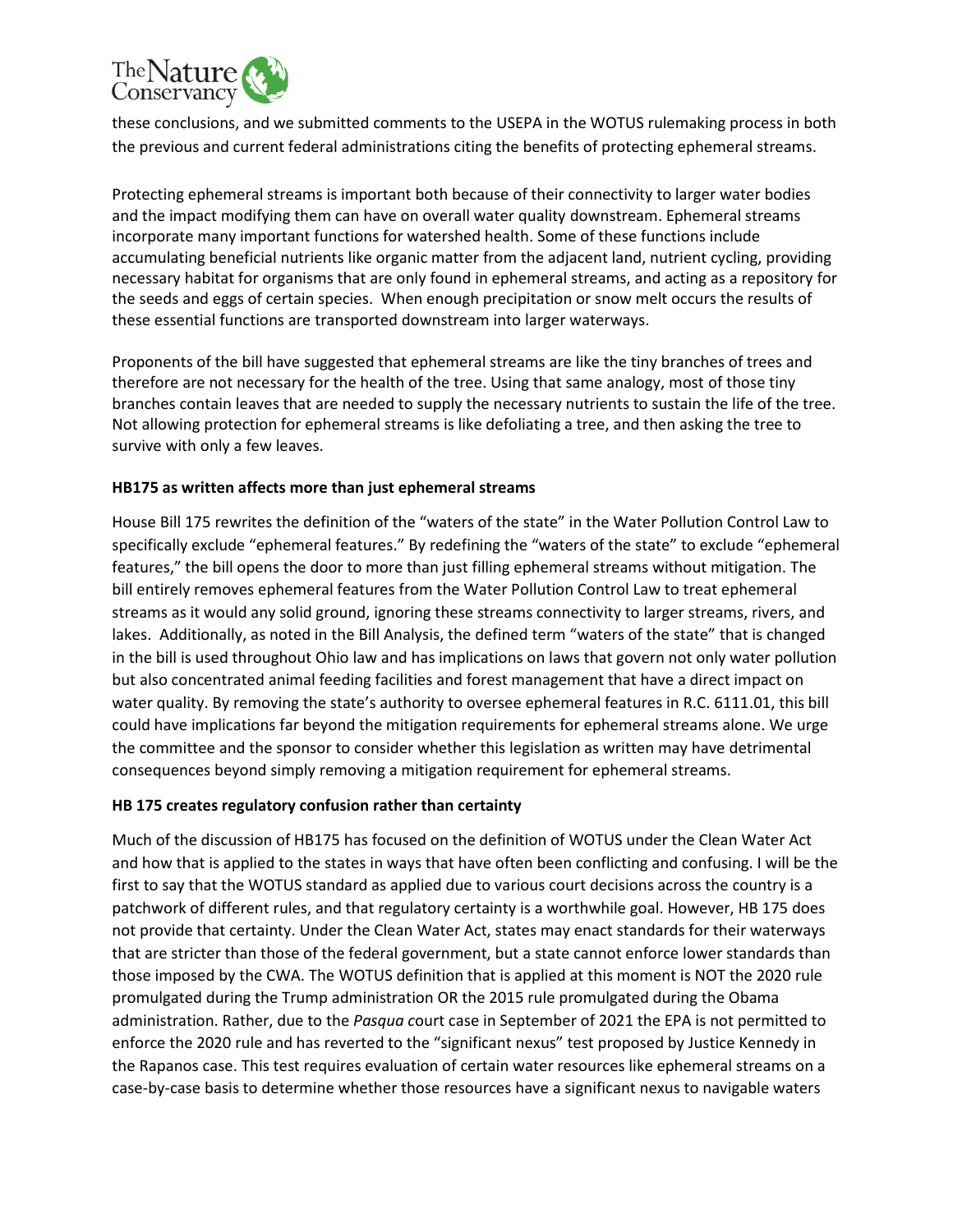these conclusions, and we submitted comments to the USEPA in the WOTUS rulemaking process in both the previous and current federal administrations citing the benefits of protecting ephemeral streams.

Protecting ephemeral streams is important both because of their connectivity to larger water bodies and the impact modifying them can have on overall water quality downstream. Ephemeral streams incorporate many important functions for watershed health. Some of these functions include accumulating beneficial nutrients like organic matter from the adjacent land, nutrient cycling, providing necessary habitat for organisms that are only found in ephemeral streams, and acting as a repository for the seeds and eggs of certain species. When enough precipitation or snow melt occurs the results of these essential functions are transported downstream into larger waterways.

Proponents of the bill have suggested that ephemeral streams are like the tiny branches of trees and therefore are not necessary for the health of the tree. Using that same analogy, most of those tiny branches contain leaves that are needed to supply the necessary nutrients to sustain the life of the tree. Not allowing protection for ephemeral streams is like defoliating a tree, and then asking the tree to survive with only a few leaves.

**HB175 as written affects more than just ephemeral streams**

House Bill 175 rewrites the definition of the "waters of the state" in the Water Pollution Control Law to specifically exclude "ephemeral features." By redefining the "waters of the state" to exclude "ephemeral features," the bill opens the door to more than just filling ephemeral streams without mitigation. The bill entirely removes ephemeral features from the Water Pollution Control Law to treat ephemeral streams as it would any solid ground, ignoring these streams connectivity to larger streams, rivers, and lakes. Additionally, as noted in the Bill Analysis, the defined term "waters of the state" that is changed in the bill is used throughout Ohio law and has implications on laws that govern not only water pollution but also concentrated animal feeding facilities and forest management that have a direct impact on water quality. By removing the state's authority to oversee ephemeral features in R.C. 6111.01, this bill could have implications far beyond the mitigation requirements for ephemeral streams alone. We urge the committee and the sponsor to consider whether this legislation as written may have detrimental consequences beyond simply removing a mitigation requirement for ephemeral streams.

**HB 175 creates regulatory confusion rather than certainty**

Much of the discussion of HB175 has focused on the definition of WOTUS under the Clean Water Act and how that is applied to the states in ways that have often been conflicting and confusing. I will be the first to say that the WOTUS standard as applied due to various court decisions across the country is a patchwork of different rules, and that regulatory certainty is a worthwhile goal. However, HB 175 does not provide that certainty. Under the Clean Water Act, states may enact standards for their waterways that are stricter than those of the federal government, but a state cannot enforce lower standards than those imposed by the CWA. The WOTUS definition that is applied at this moment is NOT the 2020 rule promulgated during the Trump administration OR the 2015 rule promulgated during the Obama administration. Rather, due to the *Pasqua* court case in September of 2021 the EPA is not permitted to enforce the 2020 rule and has reverted to the "significant nexus" test proposed by Justice Kennedy in the Rapanos case. This test requires evaluation of certain water resources like ephemeral streams on a case-by-case basis to determine whether those resources have a significant nexus to navigable waters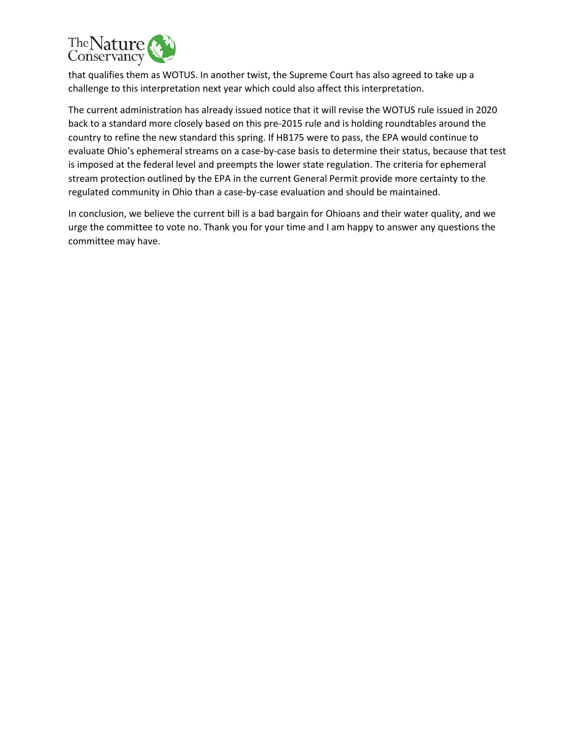that qualifies them as WOTUS. In another twist, the Supreme Court has also agreed to take up a challenge to this interpretation next year which could also affect this interpretation.

The current administration has already issued notice that it will revise the WOTUS rule issued in 2020 back to a standard more closely based on this pre-2015 rule and is holding roundtables around the country to refine the new standard this spring. If HB175 were to pass, the EPA would continue to evaluate Ohio's ephemeral streams on a case-by-case basis to determine their status, because that test is imposed at the federal level and preempts the lower state regulation. The criteria for ephemeral stream protection outlined by the EPA in the current General Permit provide more certainty to the regulated community in Ohio than a case-by-case evaluation and should be maintained.

In conclusion, we believe the current bill is a bad bargain for Ohioans and their water quality, and we urge the committee to vote no. Thank you for your time and I am happy to answer any questions the committee may have.